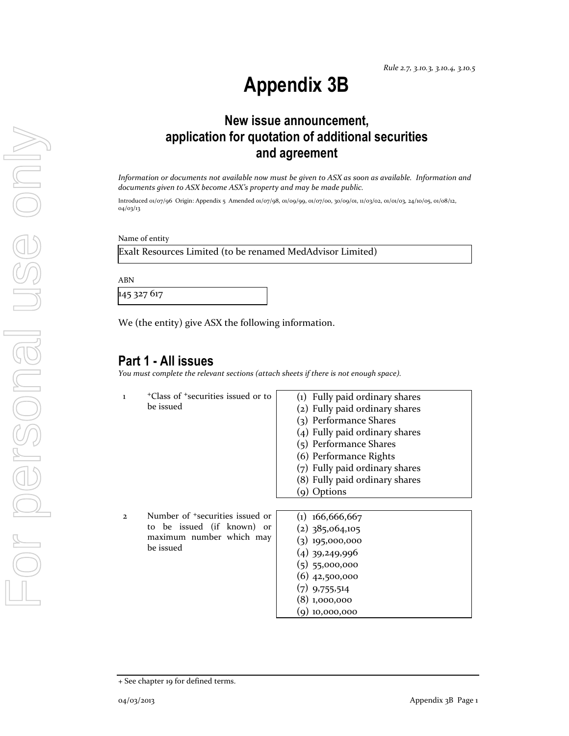*Rule 2.7, 3.10.3, 3.10.4, 3.10.5*

# Appendix 3B

## New issue announcement, application for quotation of additional securities and agreement

*Information or documents not available now must be given to ASX as soon as available. Information and documents given to ASX become ASX's property and may be made public.*

Introduced 01/07/96 Origin: Appendix 5 Amended 01/07/98, 01/09/99, 01/07/00, 30/09/01, 11/03/02, 01/01/03, 24/10/05, 01/08/12, 04/03/13

Name of entity

Exalt Resources Limited (to be renamed MedAdvisor Limited)

ABN

145 327 617

We (the entity) give ASX the following information.

## Part 1 - All issues

*You must complete the relevant sections (attach sheets if there is not enough space).*

| | | |
|---|---|---|
| 1 | +Class of +securities issued or to be issued | (1) Fully paid ordinary shares<br>(2) Fully paid ordinary shares<br>(3) Performance Shares<br>(4) Fully paid ordinary shares<br>(5) Performance Shares<br>(6) Performance Rights<br>(7) Fully paid ordinary shares<br>(8) Fully paid ordinary shares<br>(9) Options |
| 2 | Number of +securities issued or to be issued (if known) or maximum number which may be issued | (1) 166,666,667<br>(2) 385,064,105<br>(3) 195,000,000<br>(4) 39,249,996<br>(5) 55,000,000<br>(6) 42,500,000<br>(7) 9,755,514<br>(8) 1,000,000<br>(9) 10,000,000 |

+ See chapter 19 for defined terms.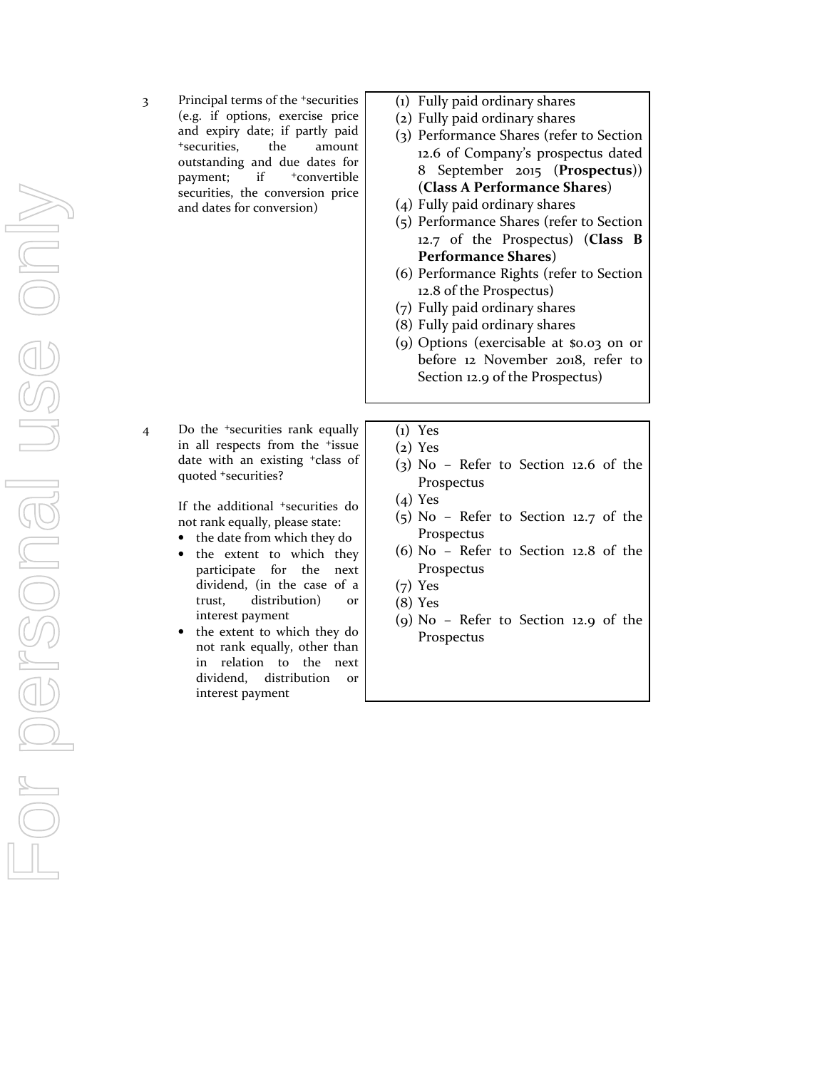| | | |
|---|---|---|
| 3 | Principal terms of the +securities (e.g. if options, exercise price and expiry date; if partly paid +securities, the amount outstanding and due dates for payment; if +convertible securities, the conversion price and dates for conversion) | (1) Fully paid ordinary shares<br>(2) Fully paid ordinary shares<br>(3) Performance Shares (refer to Section 12.6 of Company's prospectus dated 8 September 2015 (**Prospectus**)) (**Class A Performance Shares**)<br>(4) Fully paid ordinary shares<br>(5) Performance Shares (refer to Section 12.7 of the Prospectus) (**Class B Performance Shares**)<br>(6) Performance Rights (refer to Section 12.8 of the Prospectus)<br>(7) Fully paid ordinary shares<br>(8) Fully paid ordinary shares<br>(9) Options (exercisable at $0.03 on or before 12 November 2018, refer to Section 12.9 of the Prospectus) |
| 4 | Do the +securities rank equally in all respects from the +issue date with an existing +class of quoted +securities?<br><br>If the additional +securities do not rank equally, please state:<br>• the date from which they do<br>• the extent to which they participate for the next dividend, (in the case of a trust, distribution) or interest payment<br>• the extent to which they do not rank equally, other than in relation to the next dividend, distribution or interest payment | (1) Yes<br>(2) Yes<br>(3) No – Refer to Section 12.6 of the Prospectus<br>(4) Yes<br>(5) No – Refer to Section 12.7 of the Prospectus<br>(6) No – Refer to Section 12.8 of the Prospectus<br>(7) Yes<br>(8) Yes<br>(9) No – Refer to Section 12.9 of the Prospectus |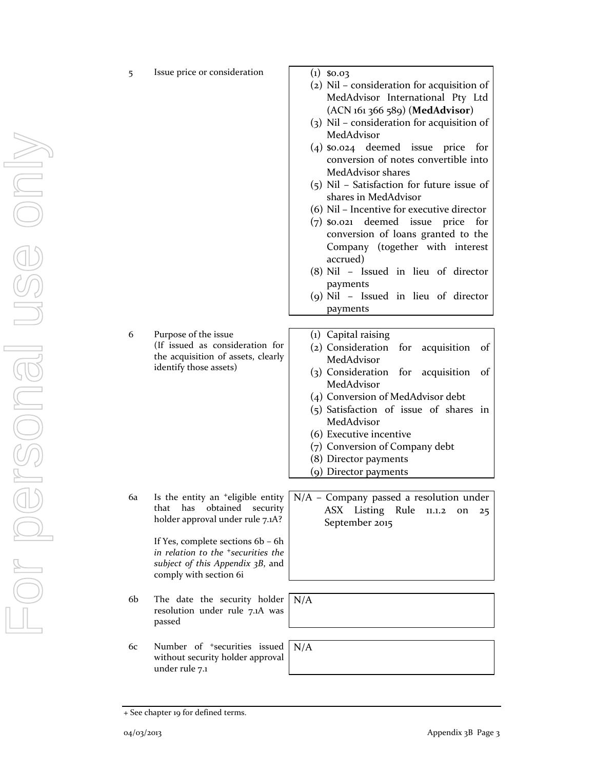| | | |
|---|---|---|
| 5 | Issue price or consideration | (1) \$0.03<br>(2) Nil – consideration for acquisition of MedAdvisor International Pty Ltd (ACN 161 366 589) (**MedAdvisor**)<br>(3) Nil – consideration for acquisition of MedAdvisor<br>(4) \$0.024 deemed issue price for conversion of notes convertible into MedAdvisor shares<br>(5) Nil – Satisfaction for future issue of shares in MedAdvisor<br>(6) Nil – Incentive for executive director<br>(7) \$0.021 deemed issue price for conversion of loans granted to the Company (together with interest accrued)<br>(8) Nil – Issued in lieu of director payments<br>(9) Nil – Issued in lieu of director payments |
| 6 | Purpose of the issue<br>(If issued as consideration for the acquisition of assets, clearly identify those assets) | (1) Capital raising<br>(2) Consideration for acquisition of MedAdvisor<br>(3) Consideration for acquisition of MedAdvisor<br>(4) Conversion of MedAdvisor debt<br>(5) Satisfaction of issue of shares in MedAdvisor<br>(6) Executive incentive<br>(7) Conversion of Company debt<br>(8) Director payments<br>(9) Director payments |
| 6a | Is the entity an +eligible entity that has obtained security holder approval under rule 7.1A?<br><br>If Yes, complete sections 6b – 6h *in relation to the +securities the subject of this Appendix 3B*, and comply with section 6i | N/A – Company passed a resolution under ASX Listing Rule 11.1.2 on 25 September 2015 |
| 6b | The date the security holder resolution under rule 7.1A was passed | N/A |
| 6c | Number of +securities issued without security holder approval under rule 7.1 | N/A |

+ See chapter 19 for defined terms.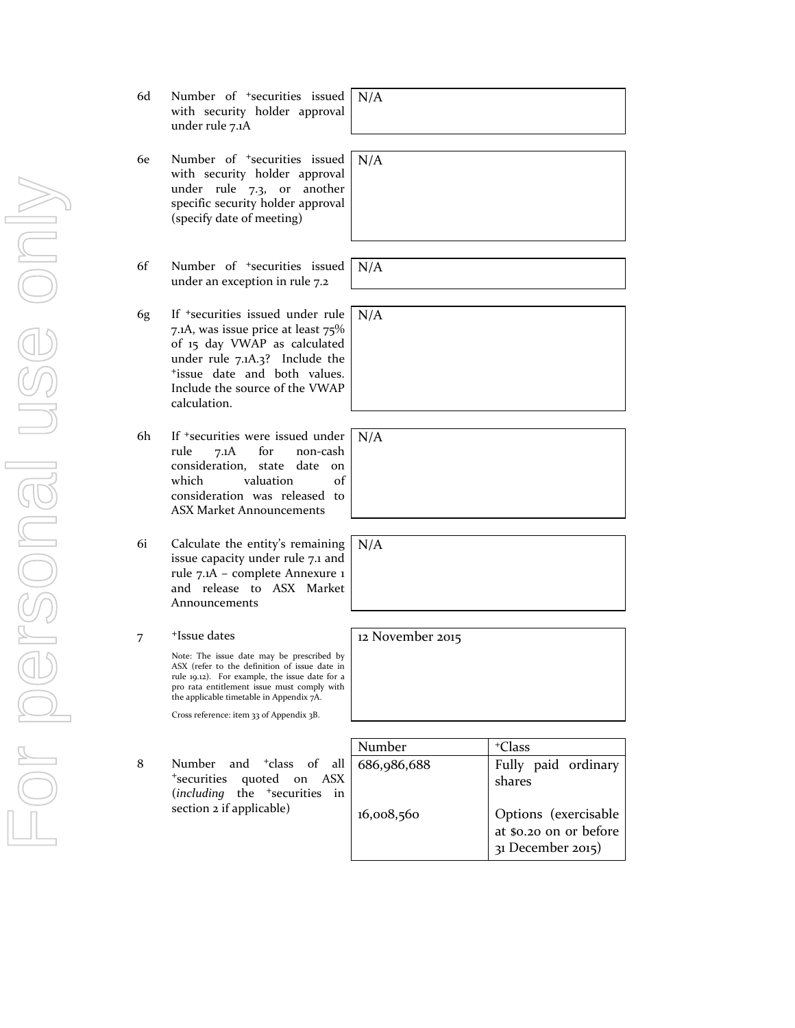| | | |
|---|---|---|
| 6d | Number of +securities issued with security holder approval under rule 7.1A | N/A |
| 6e | Number of +securities issued with security holder approval under rule 7.3, or another specific security holder approval (specify date of meeting) | N/A |
| 6f | Number of +securities issued under an exception in rule 7.2 | N/A |
| 6g | If +securities issued under rule 7.1A, was issue price at least 75% of 15 day VWAP as calculated under rule 7.1A.3? Include the +issue date and both values. Include the source of the VWAP calculation. | N/A |
| 6h | If +securities were issued under rule 7.1A for non-cash consideration, state date on which valuation of consideration was released to ASX Market Announcements | N/A |
| 6i | Calculate the entity's remaining issue capacity under rule 7.1 and rule 7.1A – complete Annexure 1 and release to ASX Market Announcements | N/A |
| 7 | +Issue dates<br><br>Note: The issue date may be prescribed by ASX (refer to the definition of issue date in rule 19.12). For example, the issue date for a pro rata entitlement issue must comply with the applicable timetable in Appendix 7A.<br><br>Cross reference: item 33 of Appendix 3B. | 12 November 2015 |

8 Number and +class of all +securities quoted on ASX (*including* the +securities in section 2 if applicable)

| Number | +Class |
|---|---|
| 686,986,688 | Fully paid ordinary shares |
| 16,008,560 | Options (exercisable at $0.20 on or before 31 December 2015) |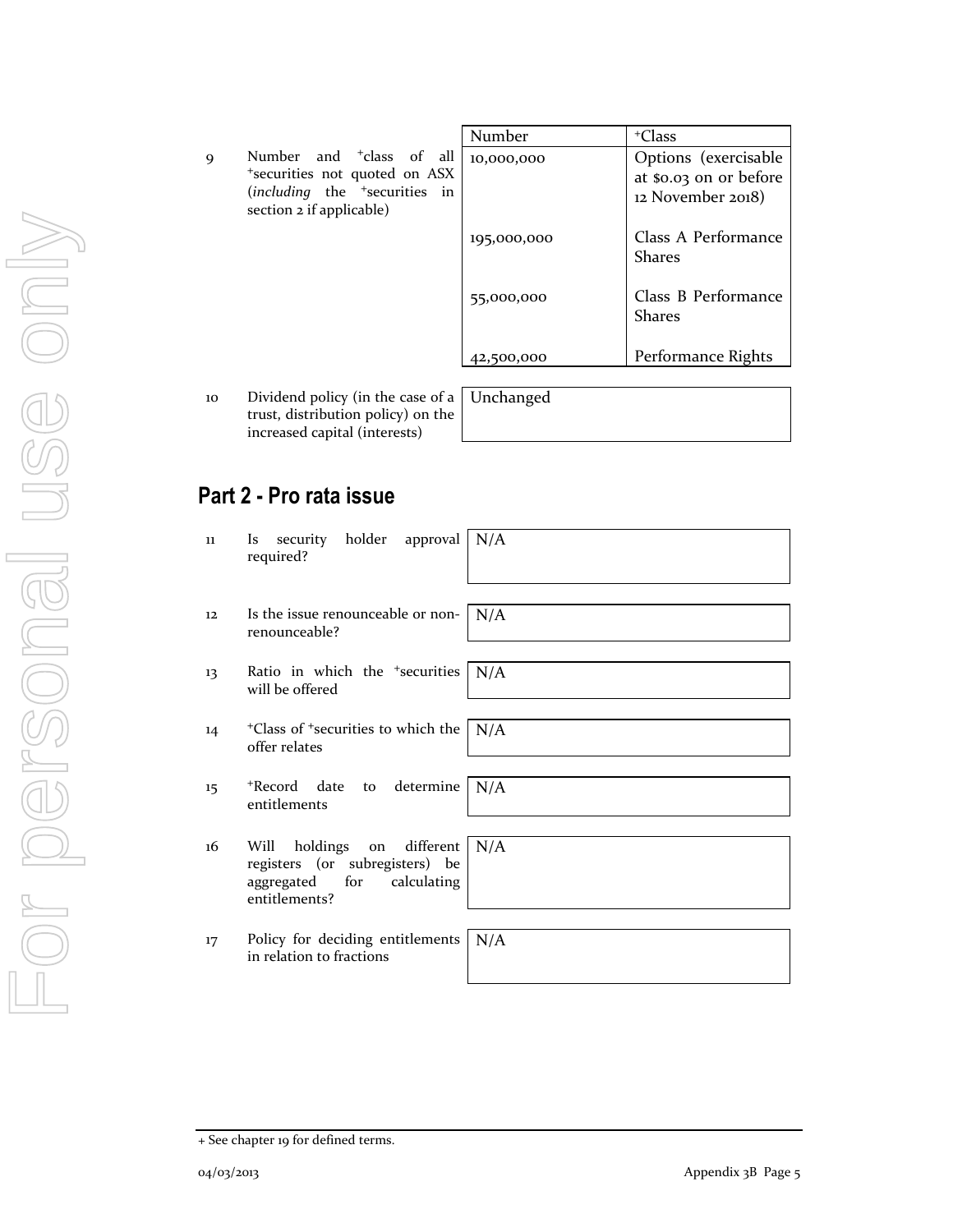| | | Number | +Class |
|---|---|---|---|
| 9 | Number and +class of all +securities not quoted on ASX (*including* the +securities in section 2 if applicable) | 10,000,000 | Options (exercisable at $0.03 on or before 12 November 2018) |
| | | 195,000,000 | Class A Performance Shares |
| | | 55,000,000 | Class B Performance Shares |
| | | 42,500,000 | Performance Rights |

| | | |
|---|---|---|
| 10 | Dividend policy (in the case of a trust, distribution policy) on the increased capital (interests) | Unchanged |

## Part 2 - Pro rata issue

| | | |
|---|---|---|
| 11 | Is security holder approval required? | N/A |
| 12 | Is the issue renounceable or non-renounceable? | N/A |
| 13 | Ratio in which the +securities will be offered | N/A |
| 14 | +Class of +securities to which the offer relates | N/A |
| 15 | +Record date to determine entitlements | N/A |
| 16 | Will holdings on different registers (or subregisters) be aggregated for calculating entitlements? | N/A |
| 17 | Policy for deciding entitlements in relation to fractions | N/A |

+ See chapter 19 for defined terms.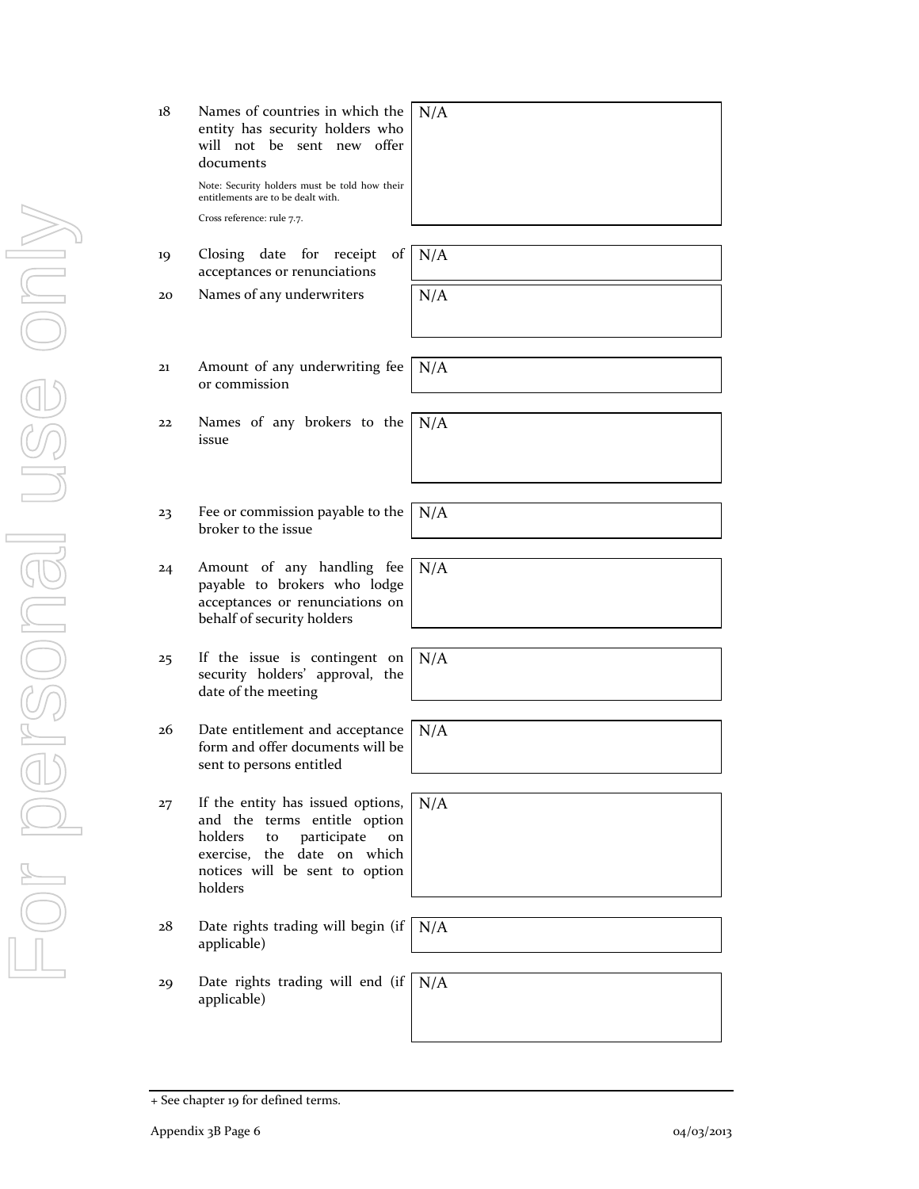| | | |
|---|---|---|
| 18 | Names of countries in which the entity has security holders who will not be sent new offer documents<br><br>Note: Security holders must be told how their entitlements are to be dealt with.<br><br>Cross reference: rule 7.7. | N/A |
| 19 | Closing date for receipt of acceptances or renunciations | N/A |
| 20 | Names of any underwriters | N/A |
| 21 | Amount of any underwriting fee or commission | N/A |
| 22 | Names of any brokers to the issue | N/A |
| 23 | Fee or commission payable to the broker to the issue | N/A |
| 24 | Amount of any handling fee payable to brokers who lodge acceptances or renunciations on behalf of security holders | N/A |
| 25 | If the issue is contingent on security holders' approval, the date of the meeting | N/A |
| 26 | Date entitlement and acceptance form and offer documents will be sent to persons entitled | N/A |
| 27 | If the entity has issued options, and the terms entitle option holders to participate on exercise, the date on which notices will be sent to option holders | N/A |
| 28 | Date rights trading will begin (if applicable) | N/A |
| 29 | Date rights trading will end (if applicable) | N/A |

+ See chapter 19 for defined terms.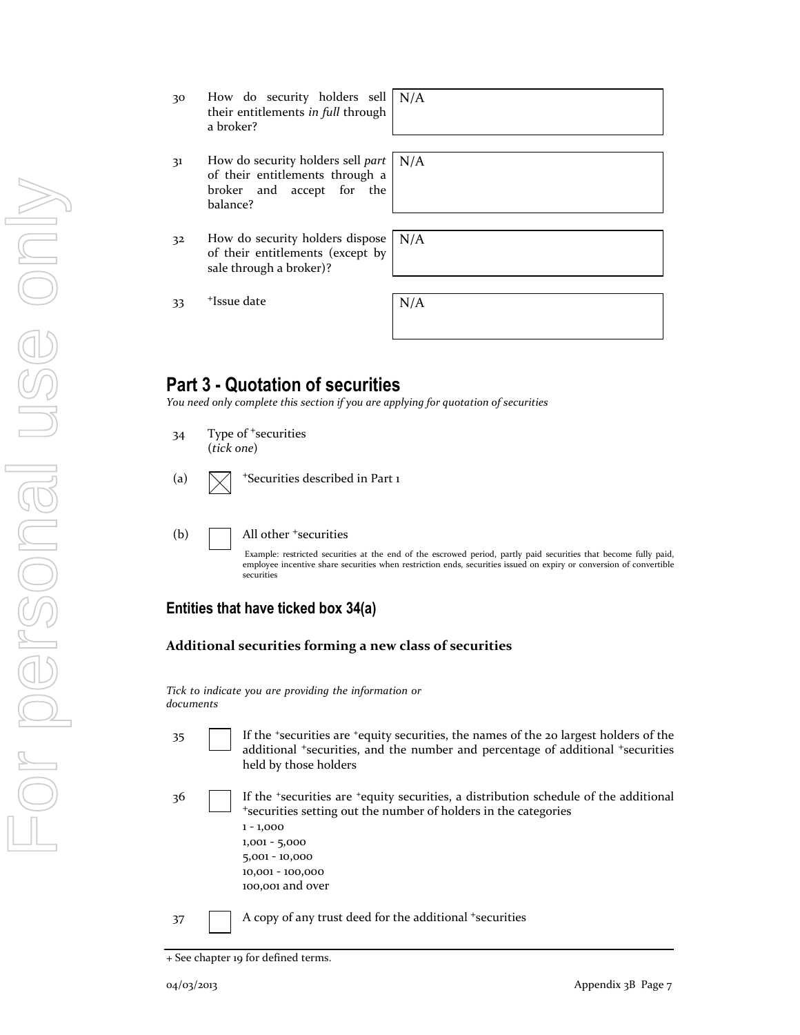| | | |
|---|---|---|
| 30 | How do security holders sell their entitlements *in full* through a broker? | N/A |
| 31 | How do security holders sell *part* of their entitlements through a broker and accept for the balance? | N/A |
| 32 | How do security holders dispose of their entitlements (except by sale through a broker)? | N/A |
| 33 | +Issue date | N/A |

## Part 3 - Quotation of securities

*You need only complete this section if you are applying for quotation of securities*

34 Type of +securities (*tick one*)

(a) ☒ +Securities described in Part 1

(b) ☐ All other +securities

Example: restricted securities at the end of the escrowed period, partly paid securities that become fully paid, employee incentive share securities when restriction ends, securities issued on expiry or conversion of convertible securities

### Entities that have ticked box 34(a)

**Additional securities forming a new class of securities**

*Tick to indicate you are providing the information or documents*

35 ☐ If the +securities are +equity securities, the names of the 20 largest holders of the additional +securities, and the number and percentage of additional +securities held by those holders

36 ☐ If the +securities are +equity securities, a distribution schedule of the additional +securities setting out the number of holders in the categories
1 - 1,000
1,001 - 5,000
5,001 - 10,000
10,001 - 100,000
100,001 and over

37 ☐ A copy of any trust deed for the additional +securities

+ See chapter 19 for defined terms.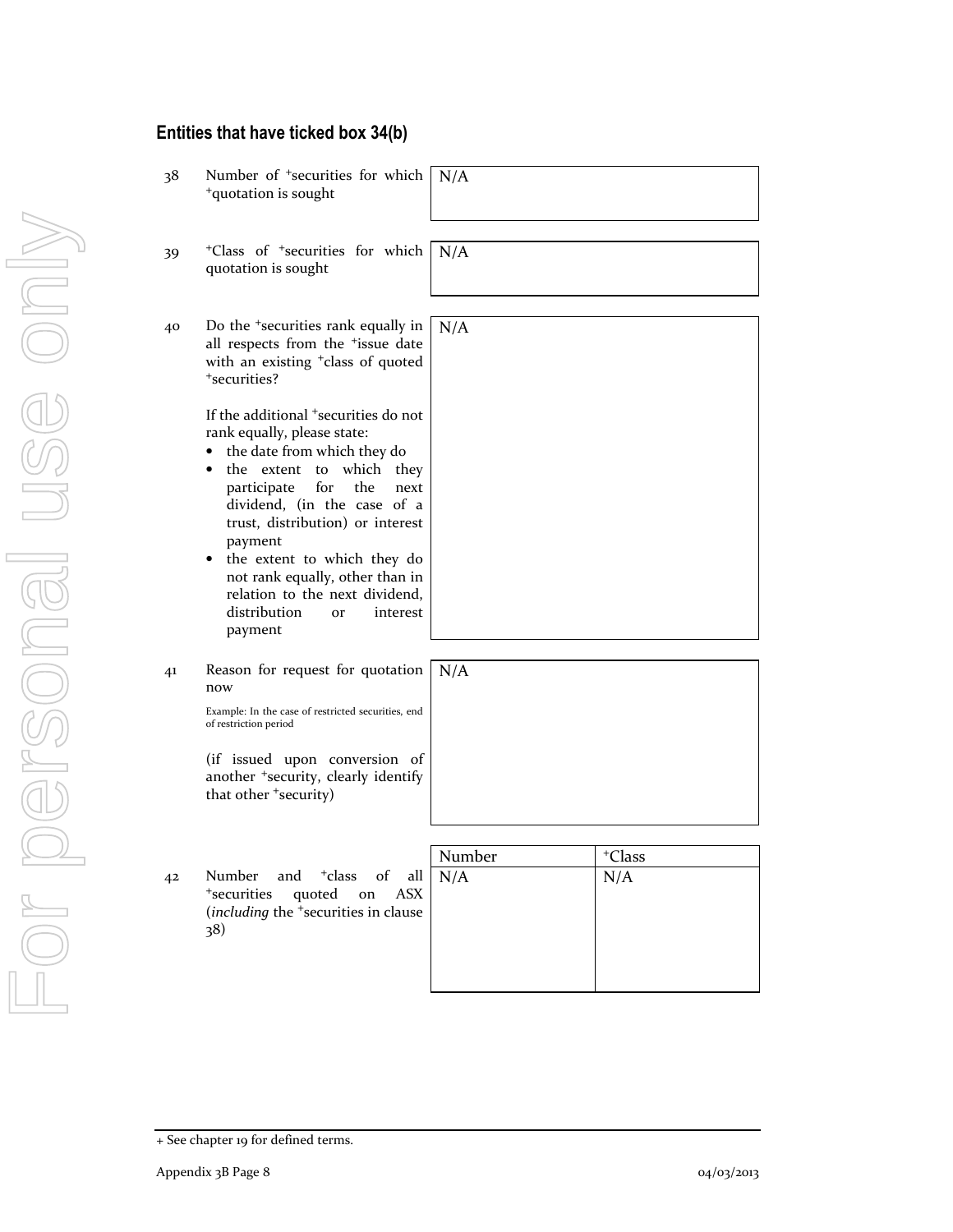## Entities that have ticked box 34(b)

| | | |
|---|---|---|
| 38 | Number of +securities for which +quotation is sought | N/A |
| 39 | +Class of +securities for which quotation is sought | N/A |
| 40 | Do the +securities rank equally in all respects from the +issue date with an existing +class of quoted +securities?<br><br>If the additional +securities do not rank equally, please state:<br>• the date from which they do<br>• the extent to which they participate for the next dividend, (in the case of a trust, distribution) or interest payment<br>• the extent to which they do not rank equally, other than in relation to the next dividend, distribution or interest payment | N/A |
| 41 | Reason for request for quotation now<br><br>Example: In the case of restricted securities, end of restriction period<br><br>(if issued upon conversion of another +security, clearly identify that other +security) | N/A |

42 Number and +class of all +securities quoted on ASX (*including* the +securities in clause 38)

| Number | +Class |
|---|---|
| N/A | N/A |

+ See chapter 19 for defined terms.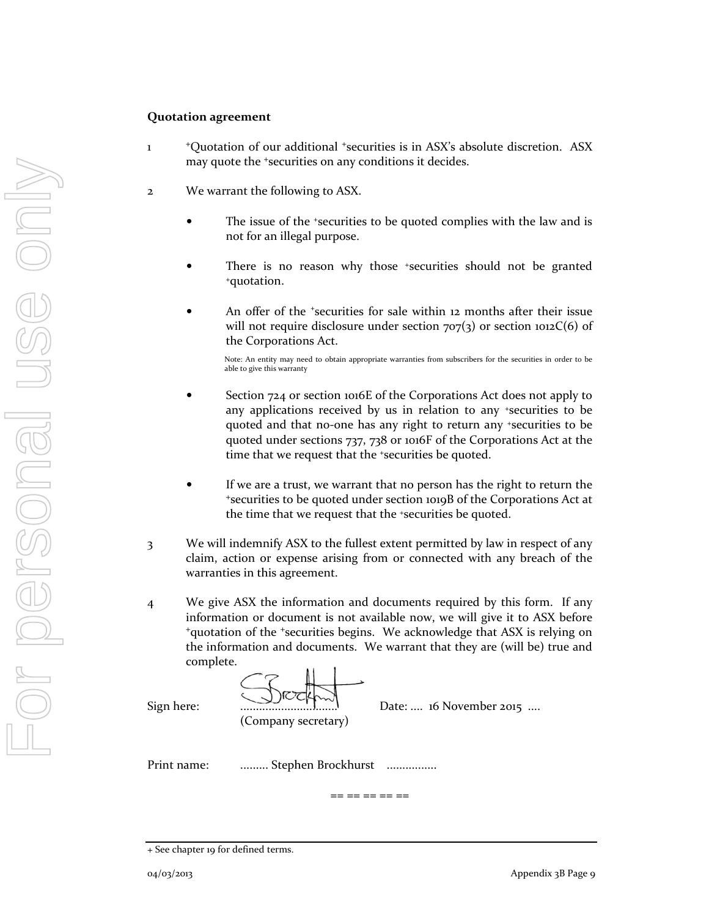**Quotation agreement**

1 +Quotation of our additional +securities is in ASX's absolute discretion. ASX may quote the +securities on any conditions it decides.

2 We warrant the following to ASX.

- The issue of the +securities to be quoted complies with the law and is not for an illegal purpose.

- There is no reason why those +securities should not be granted +quotation.

- An offer of the +securities for sale within 12 months after their issue will not require disclosure under section 707(3) or section 1012C(6) of the Corporations Act.

  Note: An entity may need to obtain appropriate warranties from subscribers for the securities in order to be able to give this warranty

- Section 724 or section 1016E of the Corporations Act does not apply to any applications received by us in relation to any +securities to be quoted and that no-one has any right to return any +securities to be quoted under sections 737, 738 or 1016F of the Corporations Act at the time that we request that the +securities be quoted.

- If we are a trust, we warrant that no person has the right to return the +securities to be quoted under section 1019B of the Corporations Act at the time that we request that the +securities be quoted.

3 We will indemnify ASX to the fullest extent permitted by law in respect of any claim, action or expense arising from or connected with any breach of the warranties in this agreement.

4 We give ASX the information and documents required by this form. If any information or document is not available now, we will give it to ASX before +quotation of the +securities begins. We acknowledge that ASX is relying on the information and documents. We warrant that they are (will be) true and complete.

Sign here: .............................. (Company secretary) Date: .... 16 November 2015 ....

Print name: ......... Stephen Brockhurst ................

== == == == ==

+ See chapter 19 for defined terms.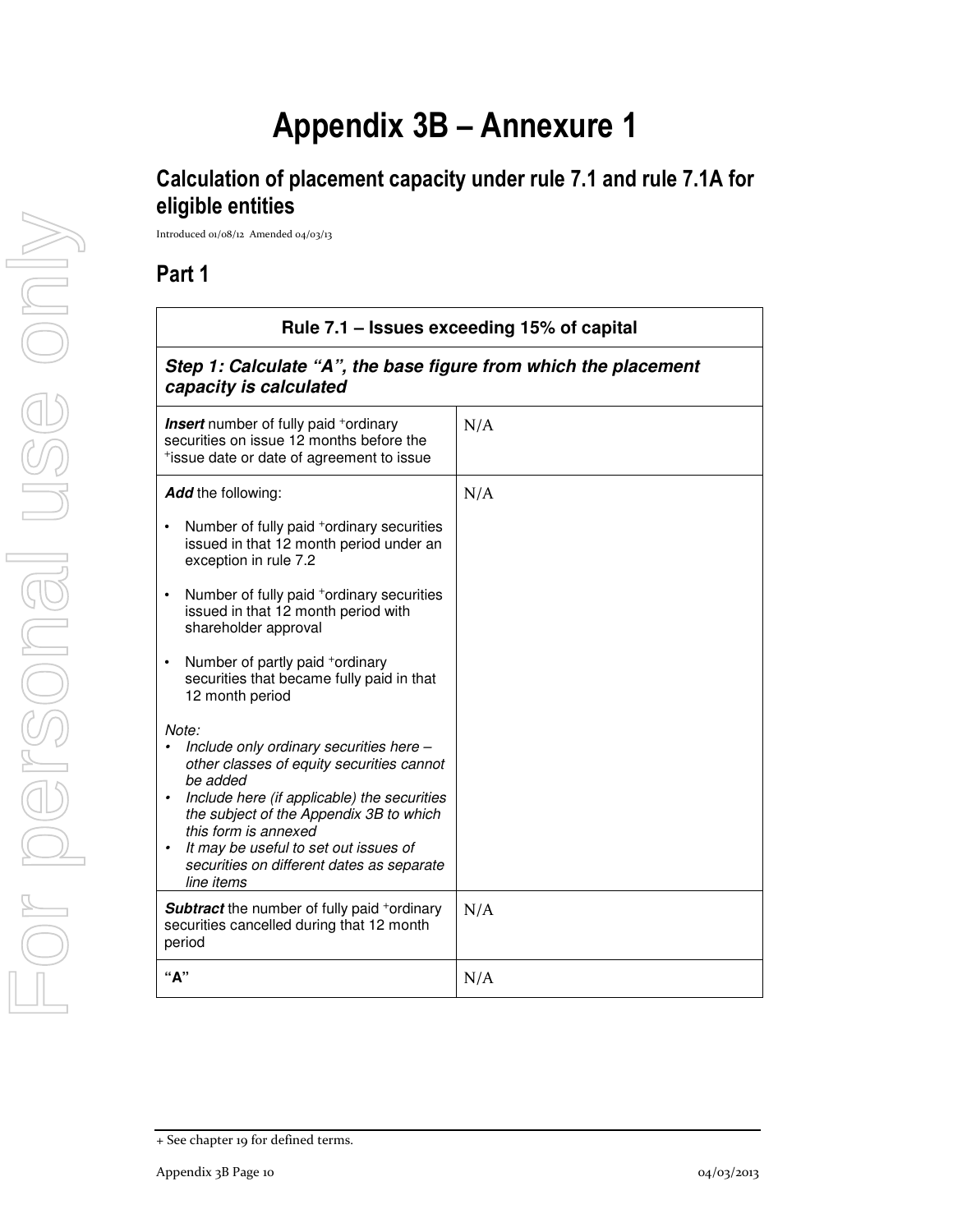# Appendix 3B – Annexure 1

## Calculation of placement capacity under rule 7.1 and rule 7.1A for eligible entities

Introduced 01/08/12 Amended 04/03/13

## Part 1

| Rule 7.1 – Issues exceeding 15% of capital | |
|---|---|
| ***Step 1: Calculate "A", the base figure from which the placement capacity is calculated*** | |
| ***Insert*** number of fully paid +ordinary securities on issue 12 months before the +issue date or date of agreement to issue | N/A |
| ***Add*** the following:<br>• Number of fully paid +ordinary securities issued in that 12 month period under an exception in rule 7.2<br>• Number of fully paid +ordinary securities issued in that 12 month period with shareholder approval<br>• Number of partly paid +ordinary securities that became fully paid in that 12 month period<br>*Note:*<br>• *Include only ordinary securities here – other classes of equity securities cannot be added*<br>• *Include here (if applicable) the securities the subject of the Appendix 3B to which this form is annexed*<br>• *It may be useful to set out issues of securities on different dates as separate line items* | N/A |
| ***Subtract*** the number of fully paid +ordinary securities cancelled during that 12 month period | N/A |
| **"A"** | N/A |

+ See chapter 19 for defined terms.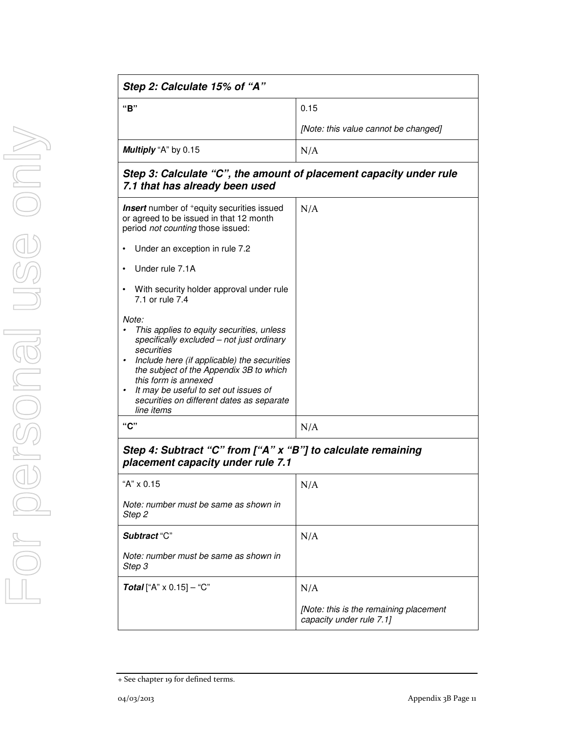| ***Step 2: Calculate 15% of "A"*** | |
|---|---|
| **"B"** | 0.15<br><br>*[Note: this value cannot be changed]* |
| ***Multiply*** "A" by 0.15 | N/A |

| ***Step 3: Calculate "C", the amount of placement capacity under rule 7.1 that has already been used*** | |
|---|---|
| ***Insert*** number of +equity securities issued or agreed to be issued in that 12 month period *not counting* those issued:<br><br>• Under an exception in rule 7.2<br><br>• Under rule 7.1A<br><br>• With security holder approval under rule 7.1 or rule 7.4<br><br>*Note:*<br>• *This applies to equity securities, unless specifically excluded – not just ordinary securities*<br>• *Include here (if applicable) the securities the subject of the Appendix 3B to which this form is annexed*<br>• *It may be useful to set out issues of securities on different dates as separate line items* | N/A |
| **"C"** | N/A |

| ***Step 4: Subtract "C" from ["A" x "B"] to calculate remaining placement capacity under rule 7.1*** | |
|---|---|
| "A" x 0.15<br><br>*Note: number must be same as shown in Step 2* | N/A |
| ***Subtract*** "C"<br><br>*Note: number must be same as shown in Step 3* | N/A |
| ***Total*** ["A" x 0.15] – "C" | N/A<br><br>*[Note: this is the remaining placement capacity under rule 7.1]* |

+ See chapter 19 for defined terms.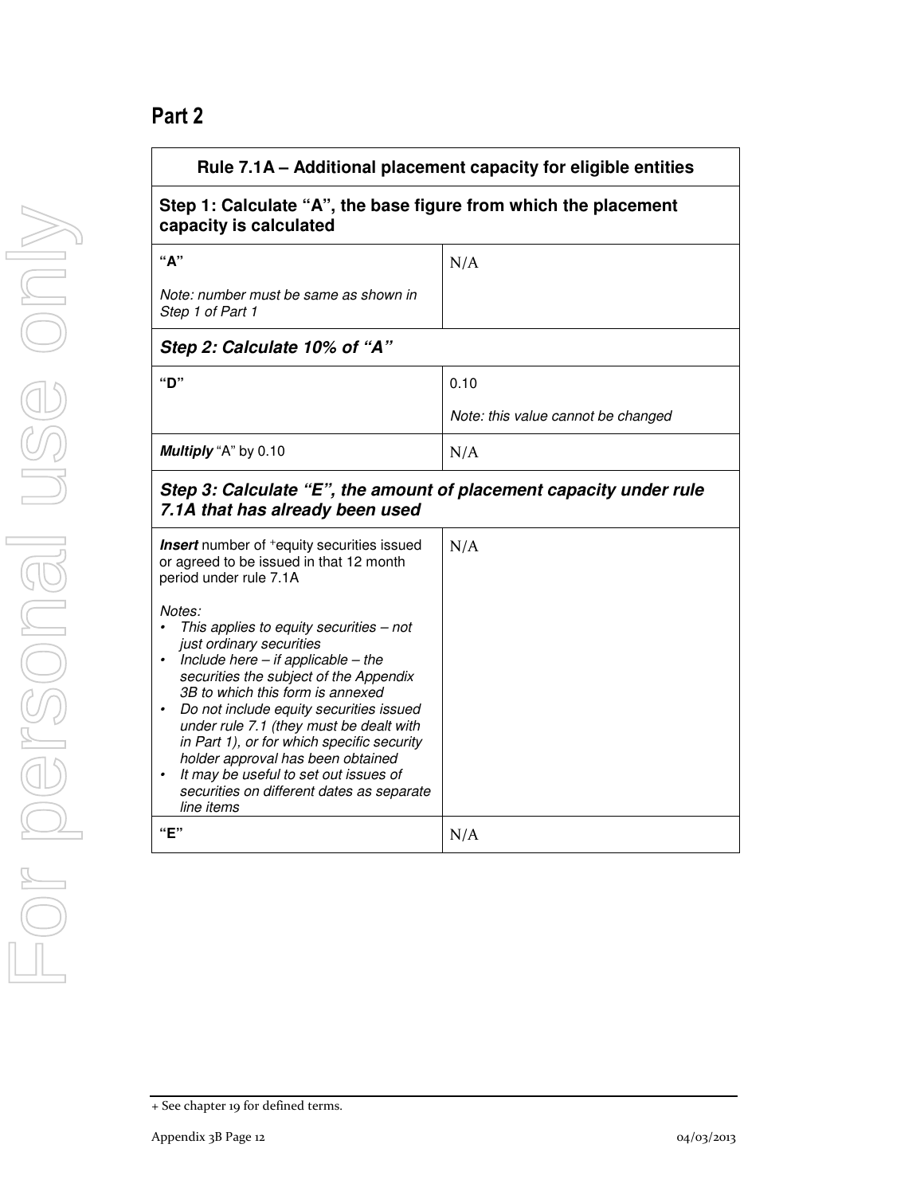## Part 2

| Rule 7.1A – Additional placement capacity for eligible entities | |
|---|---|
| **Step 1: Calculate "A", the base figure from which the placement capacity is calculated** | |
| **"A"**<br><br>*Note: number must be same as shown in Step 1 of Part 1* | N/A |
| ***Step 2: Calculate 10% of "A"*** | |
| **"D"** | 0.10<br><br>*Note: this value cannot be changed* |
| ***Multiply*** "A" by 0.10 | N/A |
| ***Step 3: Calculate "E", the amount of placement capacity under rule 7.1A that has already been used*** | |
| ***Insert*** number of +equity securities issued or agreed to be issued in that 12 month period under rule 7.1A<br><br>*Notes:*<br>• *This applies to equity securities – not just ordinary securities*<br>• *Include here – if applicable – the securities the subject of the Appendix 3B to which this form is annexed*<br>• *Do not include equity securities issued under rule 7.1 (they must be dealt with in Part 1), or for which specific security holder approval has been obtained*<br>• *It may be useful to set out issues of securities on different dates as separate line items* | N/A |
| **"E"** | N/A |

+ See chapter 19 for defined terms.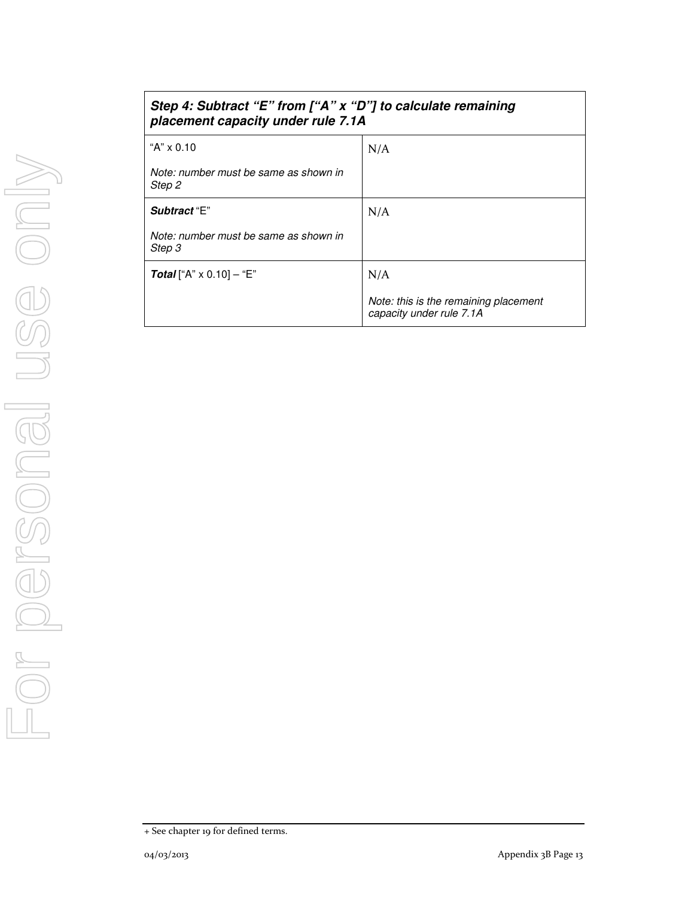| **Step 4: Subtract "E" from ["A" x "D"] to calculate remaining placement capacity under rule 7.1A** | |
|---|---|
| "A" x 0.10<br><br>*Note: number must be same as shown in Step 2* | N/A |
| ***Subtract*** "E"<br><br>*Note: number must be same as shown in Step 3* | N/A |
| ***Total*** ["A" x 0.10] – "E" | N/A<br><br>*Note: this is the remaining placement capacity under rule 7.1A* |

+ See chapter 19 for defined terms.